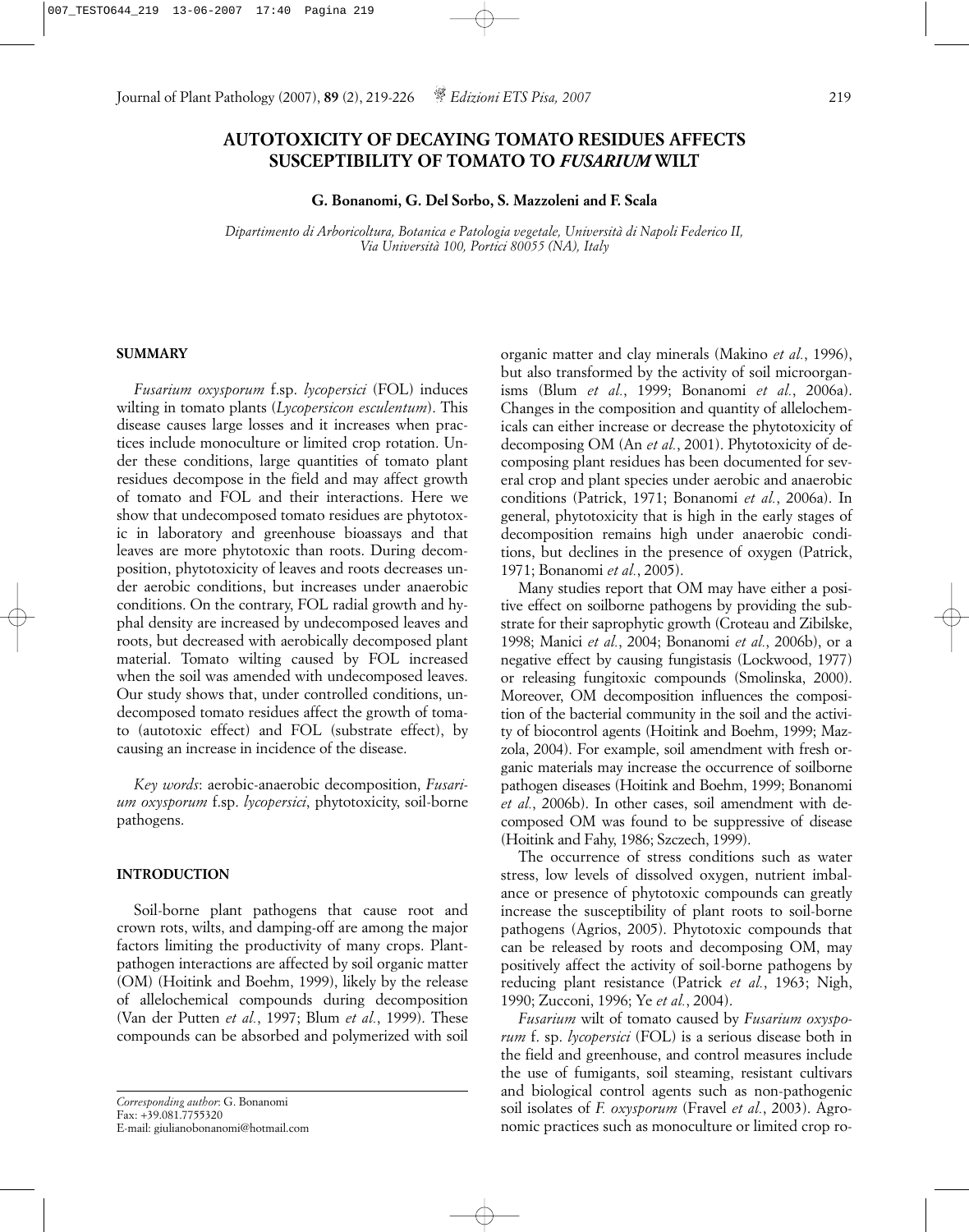# AUTOTOXICITY OF DECAYING TOMATO RESIDUES AFFECTS SUSCEPTIBILITY OF TOMATO TO *FUSARIUM* WILT

**G. Bonanomi, G. Del Sorbo, S. Mazzoleni and F. Scala**

*Dipartimento di Arboricoltura, Botanica e Patologia vegetale, Università di Napoli Federico II, Via Università 100, Portici 80055 (NA), Italy*

## SUMMARY

*Fusarium oxysporum* f.sp. *lycopersici* (FOL) induces wilting in tomato plants (*Lycopersicon esculentum*). This disease causes large losses and it increases when practices include monoculture or limited crop rotation. Under these conditions, large quantities of tomato plant residues decompose in the field and may affect growth of tomato and FOL and their interactions. Here we show that undecomposed tomato residues are phytotoxic in laboratory and greenhouse bioassays and that leaves are more phytotoxic than roots. During decomposition, phytotoxicity of leaves and roots decreases under aerobic conditions, but increases under anaerobic conditions. On the contrary, FOL radial growth and hyphal density are increased by undecomposed leaves and roots, but decreased with aerobically decomposed plant material. Tomato wilting caused by FOL increased when the soil was amended with undecomposed leaves. Our study shows that, under controlled conditions, undecomposed tomato residues affect the growth of tomato (autotoxic effect) and FOL (substrate effect), by causing an increase in incidence of the disease.

*Key words*: aerobic-anaerobic decomposition, *Fusarium oxysporum* f.sp. *lycopersici*, phytotoxicity, soil-borne pathogens.

## INTRODUCTION

Soil-borne plant pathogens that cause root and crown rots, wilts, and damping-off are among the major factors limiting the productivity of many crops. Plant-pathogen interactions are affected by soil organic matter (OM) (Hoitink and Boehm, 1999), likely by the release of allelochemical compounds during decomposition (Van der Putten *et al.*, 1997; Blum *et al.*, 1999). These compounds can be absorbed and polymerized with soil organic matter and clay minerals (Makino *et al.*, 1996), but also transformed by the activity of soil microorganisms (Blum *et al.*, 1999; Bonanomi *et al.*, 2006a). Changes in the composition and quantity of allelochemicals can either increase or decrease the phytotoxicity of decomposing OM (An *et al.*, 2001). Phytotoxicity of decomposing plant residues has been documented for several crop and plant species under aerobic and anaerobic conditions (Patrick, 1971; Bonanomi *et al.*, 2006a). In general, phytotoxicity that is high in the early stages of decomposition remains high under anaerobic conditions, but declines in the presence of oxygen (Patrick, 1971; Bonanomi *et al.*, 2005).

Many studies report that OM may have either a positive effect on soilborne pathogens by providing the substrate for their saprophytic growth (Croteau and Zibilske, 1998; Manici *et al.*, 2004; Bonanomi *et al.*, 2006b), or a negative effect by causing fungistasis (Lockwood, 1977) or releasing fungitoxic compounds (Smolinska, 2000). Moreover, OM decomposition influences the composition of the bacterial community in the soil and the activity of biocontrol agents (Hoitink and Boehm, 1999; Mazzola, 2004). For example, soil amendment with fresh organic materials may increase the occurrence of soilborne pathogen diseases (Hoitink and Boehm, 1999; Bonanomi *et al.*, 2006b). In other cases, soil amendment with decomposed OM was found to be suppressive of disease (Hoitink and Fahy, 1986; Szczech, 1999).

The occurrence of stress conditions such as water stress, low levels of dissolved oxygen, nutrient imbalance or presence of phytotoxic compounds can greatly increase the susceptibility of plant roots to soil-borne pathogens (Agrios, 2005). Phytotoxic compounds that can be released by roots and decomposing OM, may positively affect the activity of soil-borne pathogens by reducing plant resistance (Patrick *et al.*, 1963; Nigh, 1990; Zucconi, 1996; Ye *et al.*, 2004).

*Fusarium* wilt of tomato caused by *Fusarium oxysporum* f. sp. *lycopersici* (FOL) is a serious disease both in the field and greenhouse, and control measures include the use of fumigants, soil steaming, resistant cultivars and biological control agents such as non-pathogenic soil isolates of *F. oxysporum* (Fravel *et al.*, 2003). Agronomic practices such as monoculture or limited crop ro-

*Corresponding author*: G. Bonanomi
Fax: +39.081.7755320
E-mail: giulianobonanomi@hotmail.com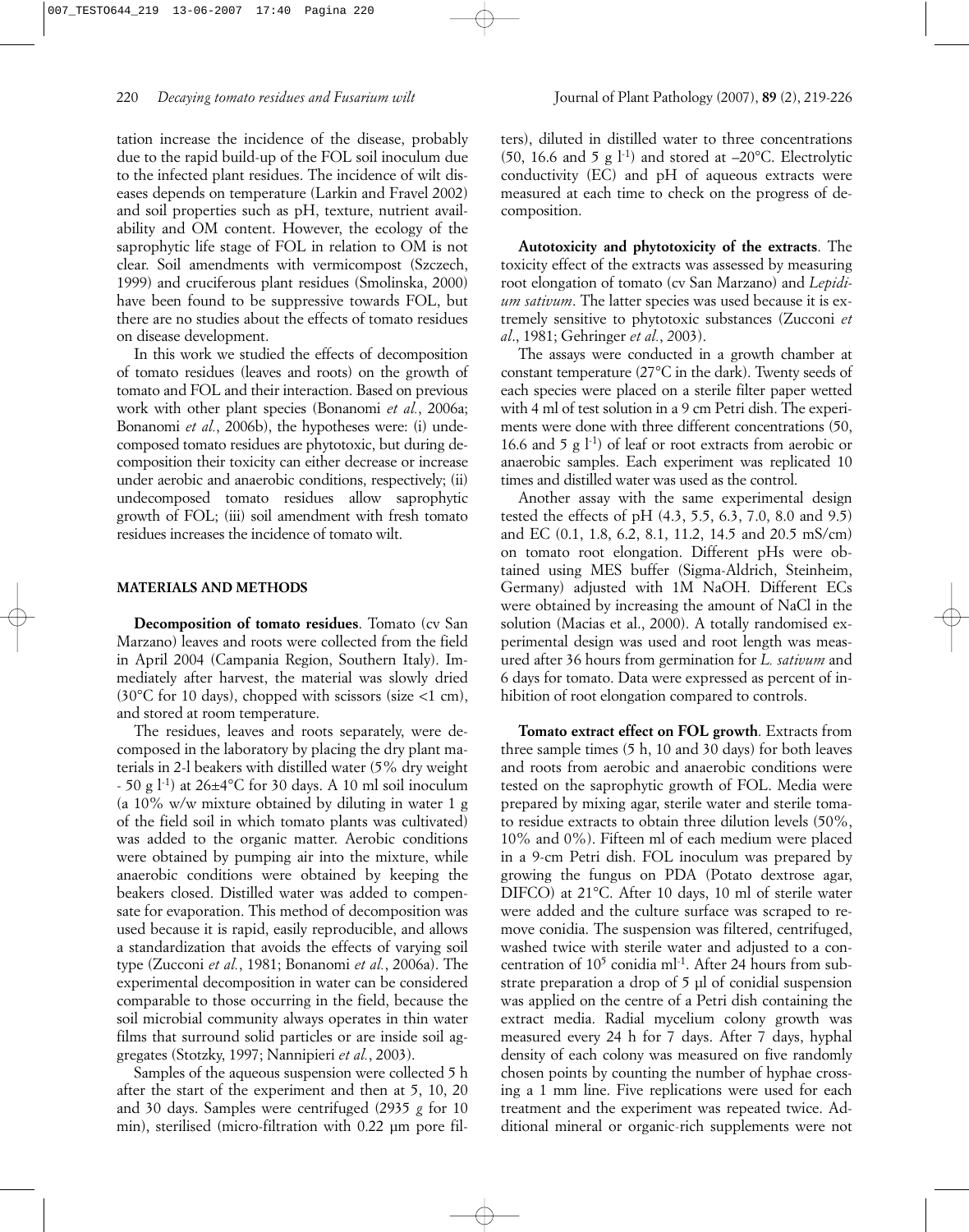tation increase the incidence of the disease, probably due to the rapid build-up of the FOL soil inoculum due to the infected plant residues. The incidence of wilt diseases depends on temperature (Larkin and Fravel 2002) and soil properties such as pH, texture, nutrient availability and OM content. However, the ecology of the saprophytic life stage of FOL in relation to OM is not clear. Soil amendments with vermicompost (Szczech, 1999) and cruciferous plant residues (Smolinska, 2000) have been found to be suppressive towards FOL, but there are no studies about the effects of tomato residues on disease development.

In this work we studied the effects of decomposition of tomato residues (leaves and roots) on the growth of tomato and FOL and their interaction. Based on previous work with other plant species (Bonanomi *et al.*, 2006a; Bonanomi *et al.*, 2006b), the hypotheses were: (i) undecomposed tomato residues are phytotoxic, but during decomposition their toxicity can either decrease or increase under aerobic and anaerobic conditions, respectively; (ii) undecomposed tomato residues allow saprophytic growth of FOL; (iii) soil amendment with fresh tomato residues increases the incidence of tomato wilt.

## MATERIALS AND METHODS

**Decomposition of tomato residues**. Tomato (cv San Marzano) leaves and roots were collected from the field in April 2004 (Campania Region, Southern Italy). Immediately after harvest, the material was slowly dried (30°C for 10 days), chopped with scissors (size <1 cm), and stored at room temperature.

The residues, leaves and roots separately, were decomposed in the laboratory by placing the dry plant materials in 2-l beakers with distilled water (5% dry weight - 50 g $l^{-1}$) at 26±4°C for 30 days. A 10 ml soil inoculum (a 10% w/w mixture obtained by diluting in water 1 g of the field soil in which tomato plants was cultivated) was added to the organic matter. Aerobic conditions were obtained by pumping air into the mixture, while anaerobic conditions were obtained by keeping the beakers closed. Distilled water was added to compensate for evaporation. This method of decomposition was used because it is rapid, easily reproducible, and allows a standardization that avoids the effects of varying soil type (Zucconi *et al.*, 1981; Bonanomi *et al.*, 2006a). The experimental decomposition in water can be considered comparable to those occurring in the field, because the soil microbial community always operates in thin water films that surround solid particles or are inside soil aggregates (Stotzky, 1997; Nannipieri *et al.*, 2003).

Samples of the aqueous suspension were collected 5 h after the start of the experiment and then at 5, 10, 20 and 30 days. Samples were centrifuged (2935 *g* for 10 min), sterilised (micro-filtration with 0.22 µm pore filters), diluted in distilled water to three concentrations (50, 16.6 and 5 g $l^{-1}$) and stored at –20°C. Electrolytic conductivity (EC) and pH of aqueous extracts were measured at each time to check on the progress of decomposition.

**Autotoxicity and phytotoxicity of the extracts**. The toxicity effect of the extracts was assessed by measuring root elongation of tomato (cv San Marzano) and *Lepidium sativum*. The latter species was used because it is extremely sensitive to phytotoxic substances (Zucconi *et al*., 1981; Gehringer *et al.*, 2003).

The assays were conducted in a growth chamber at constant temperature (27°C in the dark). Twenty seeds of each species were placed on a sterile filter paper wetted with 4 ml of test solution in a 9 cm Petri dish. The experiments were done with three different concentrations (50, 16.6 and 5 g $l^{-1}$) of leaf or root extracts from aerobic or anaerobic samples. Each experiment was replicated 10 times and distilled water was used as the control.

Another assay with the same experimental design tested the effects of pH (4.3, 5.5, 6.3, 7.0, 8.0 and 9.5) and EC (0.1, 1.8, 6.2, 8.1, 11.2, 14.5 and 20.5 mS/cm) on tomato root elongation. Different pHs were obtained using MES buffer (Sigma-Aldrich, Steinheim, Germany) adjusted with 1M NaOH. Different ECs were obtained by increasing the amount of NaCl in the solution (Macias et al., 2000). A totally randomised experimental design was used and root length was measured after 36 hours from germination for *L. sativum* and 6 days for tomato. Data were expressed as percent of inhibition of root elongation compared to controls.

**Tomato extract effect on FOL growth**. Extracts from three sample times (5 h, 10 and 30 days) for both leaves and roots from aerobic and anaerobic conditions were tested on the saprophytic growth of FOL. Media were prepared by mixing agar, sterile water and sterile tomato residue extracts to obtain three dilution levels (50%, 10% and 0%). Fifteen ml of each medium were placed in a 9-cm Petri dish. FOL inoculum was prepared by growing the fungus on PDA (Potato dextrose agar, DIFCO) at 21°C. After 10 days, 10 ml of sterile water were added and the culture surface was scraped to remove conidia. The suspension was filtered, centrifuged, washed twice with sterile water and adjusted to a concentration of $10^5$ conidia $ml^{-1}$. After 24 hours from substrate preparation a drop of 5 µl of conidial suspension was applied on the centre of a Petri dish containing the extract media. Radial mycelium colony growth was measured every 24 h for 7 days. After 7 days, hyphal density of each colony was measured on five randomly chosen points by counting the number of hyphae crossing a 1 mm line. Five replications were used for each treatment and the experiment was repeated twice. Additional mineral or organic-rich supplements were not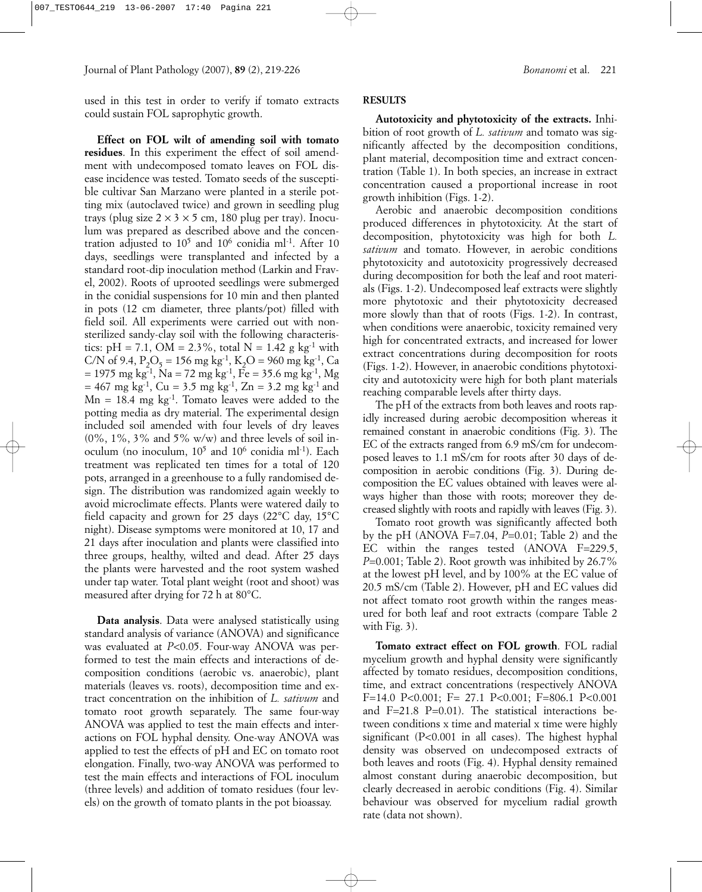used in this test in order to verify if tomato extracts could sustain FOL saprophytic growth.

**Effect on FOL wilt of amending soil with tomato residues**. In this experiment the effect of soil amendment with undecomposed tomato leaves on FOL disease incidence was tested. Tomato seeds of the susceptible cultivar San Marzano were planted in a sterile potting mix (autoclaved twice) and grown in seedling plug trays (plug size $2 \times 3 \times 5$ cm, 180 plug per tray). Inoculum was prepared as described above and the concentration adjusted to $10^5$ and $10^6$ conidia ml$^{-1}$. After 10 days, seedlings were transplanted and infected by a standard root-dip inoculation method (Larkin and Fravel, 2002). Roots of uprooted seedlings were submerged in the conidial suspensions for 10 min and then planted in pots (12 cm diameter, three plants/pot) filled with field soil. All experiments were carried out with non-sterilized sandy-clay soil with the following characteristics: pH = 7.1, OM = 2.3%, total N = 1.42 g kg$^{-1}$ with C/N of 9.4, $P_2O_5$ = 156 mg kg$^{-1}$, $K_2O$ = 960 mg kg$^{-1}$, Ca = 1975 mg kg$^{-1}$, Na = 72 mg kg$^{-1}$, Fe = 35.6 mg kg$^{-1}$, Mg = 467 mg kg$^{-1}$, Cu = 3.5 mg kg$^{-1}$, Zn = 3.2 mg kg$^{-1}$ and Mn = 18.4 mg kg$^{-1}$. Tomato leaves were added to the potting media as dry material. The experimental design included soil amended with four levels of dry leaves (0%, 1%, 3% and 5% w/w) and three levels of soil inoculum (no inoculum, $10^5$ and $10^6$ conidia ml$^{-1}$). Each treatment was replicated ten times for a total of 120 pots, arranged in a greenhouse to a fully randomised design. The distribution was randomized again weekly to avoid microclimate effects. Plants were watered daily to field capacity and grown for 25 days (22°C day, 15°C night). Disease symptoms were monitored at 10, 17 and 21 days after inoculation and plants were classified into three groups, healthy, wilted and dead. After 25 days the plants were harvested and the root system washed under tap water. Total plant weight (root and shoot) was measured after drying for 72 h at 80°C.

**Data analysis**. Data were analysed statistically using standard analysis of variance (ANOVA) and significance was evaluated at $P<0.05$. Four-way ANOVA was performed to test the main effects and interactions of decomposition conditions (aerobic vs. anaerobic), plant materials (leaves vs. roots), decomposition time and extract concentration on the inhibition of *L. sativum* and tomato root growth separately. The same four-way ANOVA was applied to test the main effects and interactions on FOL hyphal density. One-way ANOVA was applied to test the effects of pH and EC on tomato root elongation. Finally, two-way ANOVA was performed to test the main effects and interactions of FOL inoculum (three levels) and addition of tomato residues (four levels) on the growth of tomato plants in the pot bioassay.

## RESULTS

**Autotoxicity and phytotoxicity of the extracts.** Inhibition of root growth of *L. sativum* and tomato was significantly affected by the decomposition conditions, plant material, decomposition time and extract concentration (Table 1). In both species, an increase in extract concentration caused a proportional increase in root growth inhibition (Figs. 1-2).

Aerobic and anaerobic decomposition conditions produced differences in phytotoxicity. At the start of decomposition, phytotoxicity was high for both *L. sativum* and tomato. However, in aerobic conditions phytotoxicity and autotoxicity progressively decreased during decomposition for both the leaf and root materials (Figs. 1-2). Undecomposed leaf extracts were slightly more phytotoxic and their phytotoxicity decreased more slowly than that of roots (Figs. 1-2). In contrast, when conditions were anaerobic, toxicity remained very high for concentrated extracts, and increased for lower extract concentrations during decomposition for roots (Figs. 1-2). However, in anaerobic conditions phytotoxicity and autotoxicity were high for both plant materials reaching comparable levels after thirty days.

The pH of the extracts from both leaves and roots rapidly increased during aerobic decomposition whereas it remained constant in anaerobic conditions (Fig. 3). The EC of the extracts ranged from 6.9 mS/cm for undecomposed leaves to 1.1 mS/cm for roots after 30 days of decomposition in aerobic conditions (Fig. 3). During decomposition the EC values obtained with leaves were always higher than those with roots; moreover they decreased slightly with roots and rapidly with leaves (Fig. 3).

Tomato root growth was significantly affected both by the pH (ANOVA F=7.04, $P$=0.01; Table 2) and the EC within the ranges tested (ANOVA F=229.5, $P$=0.001; Table 2). Root growth was inhibited by 26.7% at the lowest pH level, and by 100% at the EC value of 20.5 mS/cm (Table 2). However, pH and EC values did not affect tomato root growth within the ranges measured for both leaf and root extracts (compare Table 2 with Fig. 3).

**Tomato extract effect on FOL growth**. FOL radial mycelium growth and hyphal density were significantly affected by tomato residues, decomposition conditions, time, and extract concentrations (respectively ANOVA F=14.0 P<0.001; F= 27.1 P<0.001; F=806.1 P<0.001 and F=21.8 P=0.01). The statistical interactions between conditions x time and material x time were highly significant (P<0.001 in all cases). The highest hyphal density was observed on undecomposed extracts of both leaves and roots (Fig. 4). Hyphal density remained almost constant during anaerobic decomposition, but clearly decreased in aerobic conditions (Fig. 4). Similar behaviour was observed for mycelium radial growth rate (data not shown).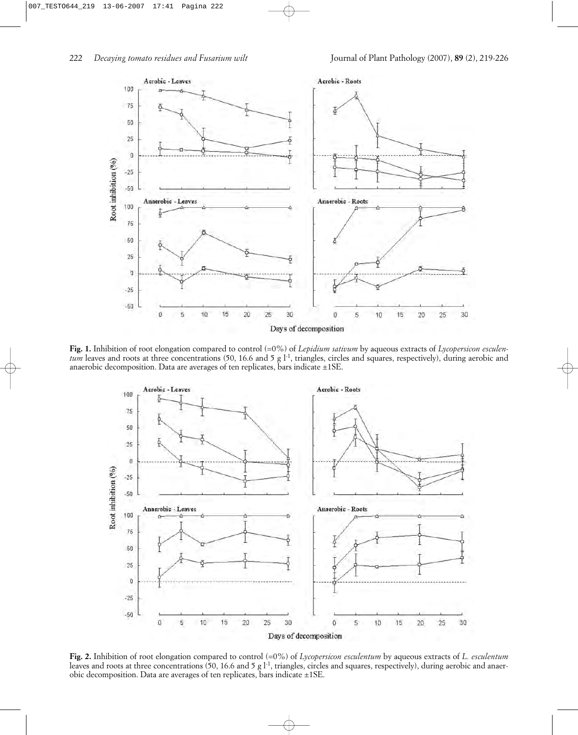**Fig. 1.** Inhibition of root elongation compared to control (=0%) of *Lepidium sativum* by aqueous extracts of *Lycopersicon esculentum* leaves and roots at three concentrations (50, 16.6 and 5 g $l^{-1}$, triangles, circles and squares, respectively), during aerobic and anaerobic decomposition. Data are averages of ten replicates, bars indicate ±1SE.

**Fig. 2.** Inhibition of root elongation compared to control (=0%) of *Lycopersicon esculentum* by aqueous extracts of *L. esculentum* leaves and roots at three concentrations (50, 16.6 and 5 g $l^{-1}$, triangles, circles and squares, respectively), during aerobic and anaerobic decomposition. Data are averages of ten replicates, bars indicate ±1SE.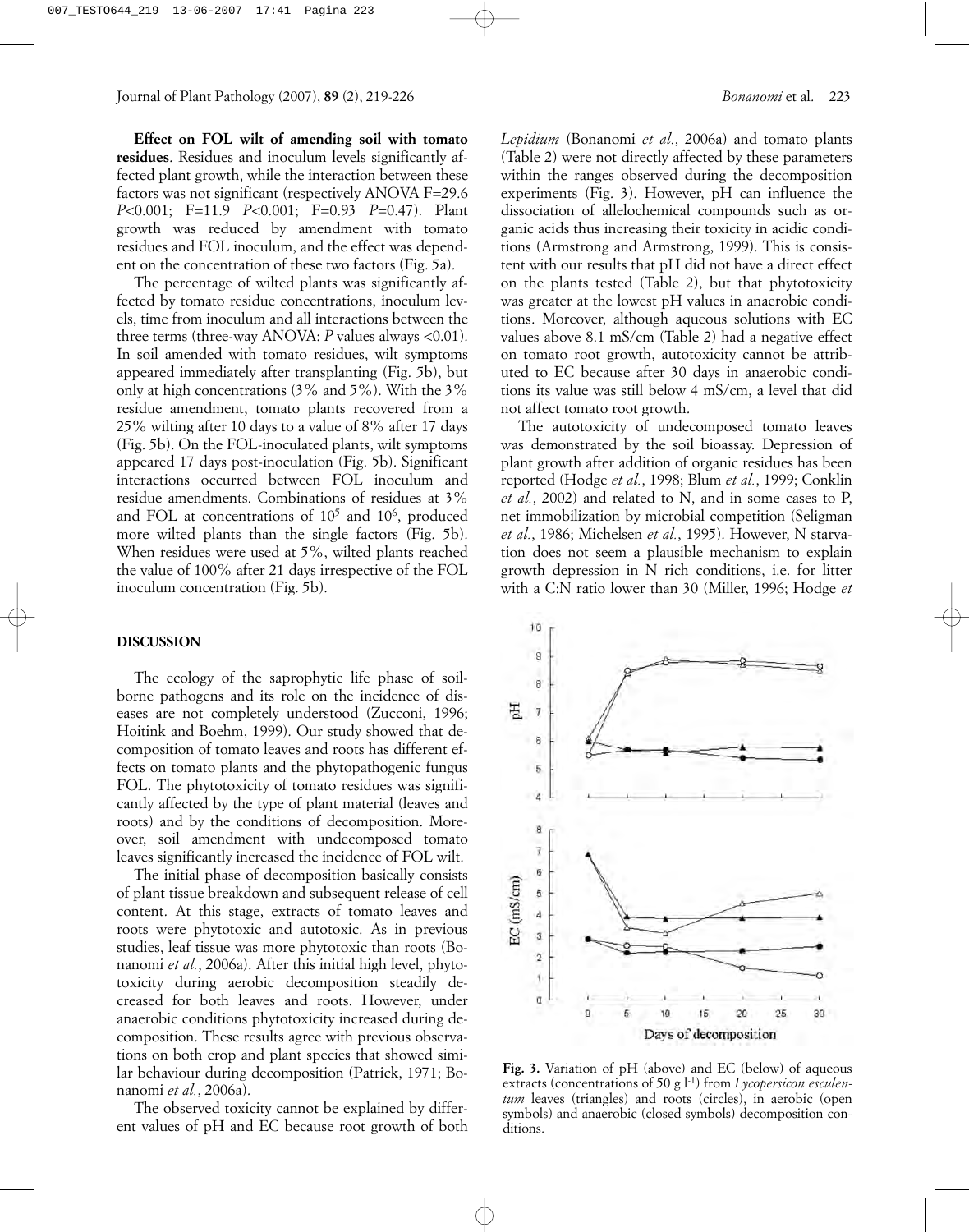**Effect on FOL wilt of amending soil with tomato residues**. Residues and inoculum levels significantly affected plant growth, while the interaction between these factors was not significant (respectively ANOVA F=29.6 *P*<0.001; F=11.9 *P*<0.001; F=0.93 *P*=0.47). Plant growth was reduced by amendment with tomato residues and FOL inoculum, and the effect was dependent on the concentration of these two factors (Fig. 5a).

The percentage of wilted plants was significantly affected by tomato residue concentrations, inoculum levels, time from inoculum and all interactions between the three terms (three-way ANOVA: *P* values always <0.01). In soil amended with tomato residues, wilt symptoms appeared immediately after transplanting (Fig. 5b), but only at high concentrations (3% and 5%). With the 3% residue amendment, tomato plants recovered from a 25% wilting after 10 days to a value of 8% after 17 days (Fig. 5b). On the FOL-inoculated plants, wilt symptoms appeared 17 days post-inoculation (Fig. 5b). Significant interactions occurred between FOL inoculum and residue amendments. Combinations of residues at 3% and FOL at concentrations of $10^5$ and $10^6$, produced more wilted plants than the single factors (Fig. 5b). When residues were used at 5%, wilted plants reached the value of 100% after 21 days irrespective of the FOL inoculum concentration (Fig. 5b).

## DISCUSSION

The ecology of the saprophytic life phase of soil-borne pathogens and its role on the incidence of diseases are not completely understood (Zucconi, 1996; Hoitink and Boehm, 1999). Our study showed that decomposition of tomato leaves and roots has different effects on tomato plants and the phytopathogenic fungus FOL. The phytotoxicity of tomato residues was significantly affected by the type of plant material (leaves and roots) and by the conditions of decomposition. Moreover, soil amendment with undecomposed tomato leaves significantly increased the incidence of FOL wilt.

The initial phase of decomposition basically consists of plant tissue breakdown and subsequent release of cell content. At this stage, extracts of tomato leaves and roots were phytotoxic and autotoxic. As in previous studies, leaf tissue was more phytotoxic than roots (Bonanomi *et al.*, 2006a). After this initial high level, phytotoxicity during aerobic decomposition steadily decreased for both leaves and roots. However, under anaerobic conditions phytotoxicity increased during decomposition. These results agree with previous observations on both crop and plant species that showed similar behaviour during decomposition (Patrick, 1971; Bonanomi *et al.*, 2006a).

The observed toxicity cannot be explained by different values of pH and EC because root growth of both *Lepidium* (Bonanomi *et al.*, 2006a) and tomato plants (Table 2) were not directly affected by these parameters within the ranges observed during the decomposition experiments (Fig. 3). However, pH can influence the dissociation of allelochemical compounds such as organic acids thus increasing their toxicity in acidic conditions (Armstrong and Armstrong, 1999). This is consistent with our results that pH did not have a direct effect on the plants tested (Table 2), but that phytotoxicity was greater at the lowest pH values in anaerobic conditions. Moreover, although aqueous solutions with EC values above 8.1 mS/cm (Table 2) had a negative effect on tomato root growth, autotoxicity cannot be attributed to EC because after 30 days in anaerobic conditions its value was still below 4 mS/cm, a level that did not affect tomato root growth.

The autotoxicity of undecomposed tomato leaves was demonstrated by the soil bioassay. Depression of plant growth after addition of organic residues has been reported (Hodge *et al.*, 1998; Blum *et al.*, 1999; Conklin *et al.*, 2002) and related to N, and in some cases to P, net immobilization by microbial competition (Seligman *et al.*, 1986; Michelsen *et al.*, 1995). However, N starvation does not seem a plausible mechanism to explain growth depression in N rich conditions, i.e. for litter with a C:N ratio lower than 30 (Miller, 1996; Hodge *et

**Fig. 3.** Variation of pH (above) and EC (below) of aqueous extracts (concentrations of 50 g $l^{-1}$) from *Lycopersicon esculentum* leaves (triangles) and roots (circles), in aerobic (open symbols) and anaerobic (closed symbols) decomposition conditions.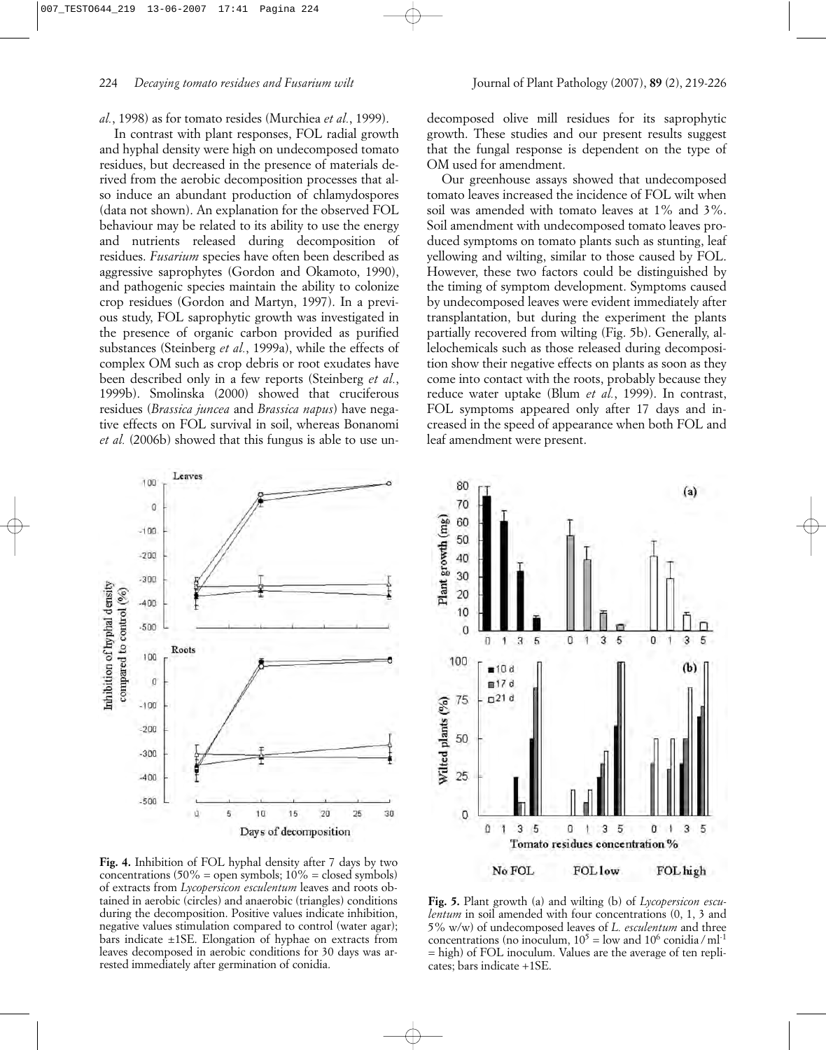*al.*, 1998) as for tomato resides (Murchiea *et al.*, 1999).

In contrast with plant responses, FOL radial growth and hyphal density were high on undecomposed tomato residues, but decreased in the presence of materials derived from the aerobic decomposition processes that also induce an abundant production of chlamydospores (data not shown). An explanation for the observed FOL behaviour may be related to its ability to use the energy and nutrients released during decomposition of residues. *Fusarium* species have often been described as aggressive saprophytes (Gordon and Okamoto, 1990), and pathogenic species maintain the ability to colonize crop residues (Gordon and Martyn, 1997). In a previous study, FOL saprophytic growth was investigated in the presence of organic carbon provided as purified substances (Steinberg *et al.*, 1999a), while the effects of complex OM such as crop debris or root exudates have been described only in a few reports (Steinberg *et al.*, 1999b). Smolinska (2000) showed that cruciferous residues (*Brassica juncea* and *Brassica napus*) have negative effects on FOL survival in soil, whereas Bonanomi *et al.* (2006b) showed that this fungus is able to use undecomposed olive mill residues for its saprophytic growth. These studies and our present results suggest that the fungal response is dependent on the type of OM used for amendment.

Our greenhouse assays showed that undecomposed tomato leaves increased the incidence of FOL wilt when soil was amended with tomato leaves at 1% and 3%. Soil amendment with undecomposed tomato leaves produced symptoms on tomato plants such as stunting, leaf yellowing and wilting, similar to those caused by FOL. However, these two factors could be distinguished by the timing of symptom development. Symptoms caused by undecomposed leaves were evident immediately after transplantation, but during the experiment the plants partially recovered from wilting (Fig. 5b). Generally, allelochemicals such as those released during decomposition show their negative effects on plants as soon as they come into contact with the roots, probably because they reduce water uptake (Blum *et al.*, 1999). In contrast, FOL symptoms appeared only after 17 days and increased in the speed of appearance when both FOL and leaf amendment were present.

**Fig. 4.** Inhibition of FOL hyphal density after 7 days by two concentrations (50% = open symbols; 10% = closed symbols) of extracts from *Lycopersicon esculentum* leaves and roots obtained in aerobic (circles) and anaerobic (triangles) conditions during the decomposition. Positive values indicate inhibition, negative values stimulation compared to control (water agar); bars indicate ±1SE. Elongation of hyphae on extracts from leaves decomposed in aerobic conditions for 30 days was arrested immediately after germination of conidia.

**Fig. 5.** Plant growth (a) and wilting (b) of *Lycopersicon esculentum* in soil amended with four concentrations (0, 1, 3 and 5% w/w) of undecomposed leaves of *L. esculentum* and three concentrations (no inoculum, $10^5$ = low and $10^6$ conidia / ml$^{-1}$ = high) of FOL inoculum. Values are the average of ten replicates; bars indicate +1SE.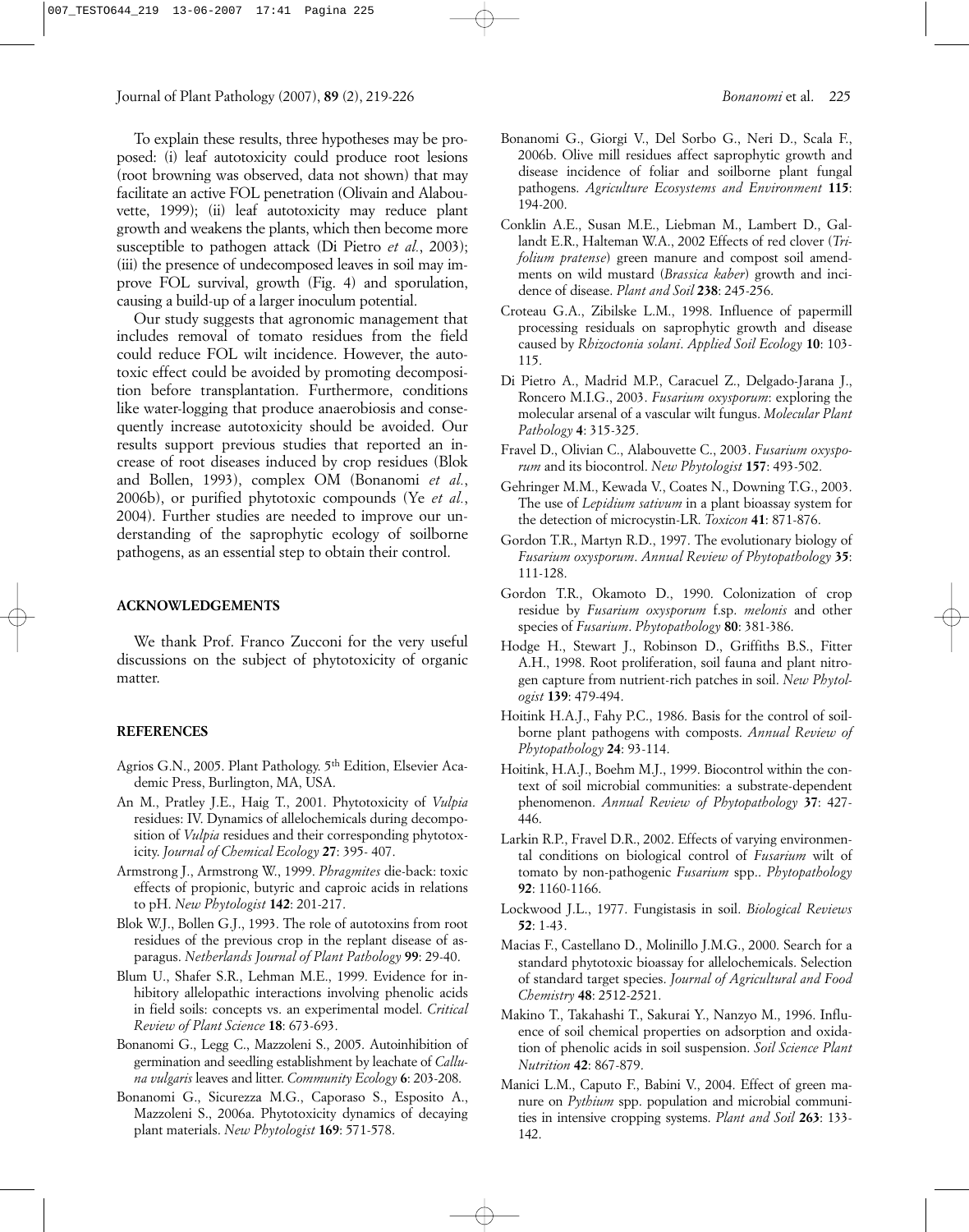To explain these results, three hypotheses may be proposed: (i) leaf autotoxicity could produce root lesions (root browning was observed, data not shown) that may facilitate an active FOL penetration (Olivain and Alabouvette, 1999); (ii) leaf autotoxicity may reduce plant growth and weakens the plants, which then become more susceptible to pathogen attack (Di Pietro *et al.*, 2003); (iii) the presence of undecomposed leaves in soil may improve FOL survival, growth (Fig. 4) and sporulation, causing a build-up of a larger inoculum potential.

Our study suggests that agronomic management that includes removal of tomato residues from the field could reduce FOL wilt incidence. However, the autotoxic effect could be avoided by promoting decomposition before transplantation. Furthermore, conditions like water-logging that produce anaerobiosis and consequently increase autotoxicity should be avoided. Our results support previous studies that reported an increase of root diseases induced by crop residues (Blok and Bollen, 1993), complex OM (Bonanomi *et al.*, 2006b), or purified phytotoxic compounds (Ye *et al.*, 2004). Further studies are needed to improve our understanding of the saprophytic ecology of soilborne pathogens, as an essential step to obtain their control.

## ACKNOWLEDGEMENTS

We thank Prof. Franco Zucconi for the very useful discussions on the subject of phytotoxicity of organic matter.

## REFERENCES

Agrios G.N., 2005. Plant Pathology. 5th Edition, Elsevier Academic Press, Burlington, MA, USA.

An M., Pratley J.E., Haig T., 2001. Phytotoxicity of *Vulpia* residues: IV. Dynamics of allelochemicals during decomposition of *Vulpia* residues and their corresponding phytotoxicity. *Journal of Chemical Ecology* **27**: 395- 407.

Armstrong J., Armstrong W., 1999. *Phragmites* die-back: toxic effects of propionic, butyric and caproic acids in relations to pH. *New Phytologist* **142**: 201-217.

Blok W.J., Bollen G.J., 1993. The role of autotoxins from root residues of the previous crop in the replant disease of asparagus. *Netherlands Journal of Plant Pathology* **99**: 29-40.

Blum U., Shafer S.R., Lehman M.E., 1999. Evidence for inhibitory allelopathic interactions involving phenolic acids in field soils: concepts vs. an experimental model. *Critical Review of Plant Science* **18**: 673-693.

Bonanomi G., Legg C., Mazzoleni S., 2005. Autoinhibition of germination and seedling establishment by leachate of *Calluna vulgaris* leaves and litter. *Community Ecology* **6**: 203-208.

Bonanomi G., Sicurezza M.G., Caporaso S., Esposito A., Mazzoleni S., 2006a. Phytotoxicity dynamics of decaying plant materials. *New Phytologist* **169**: 571-578.

Bonanomi G., Giorgi V., Del Sorbo G., Neri D., Scala F., 2006b. Olive mill residues affect saprophytic growth and disease incidence of foliar and soilborne plant fungal pathogens. *Agriculture Ecosystems and Environment* **115**: 194-200.

Conklin A.E., Susan M.E., Liebman M., Lambert D., Gallandt E.R., Halteman W.A., 2002 Effects of red clover (*Trifolium pratense*) green manure and compost soil amendments on wild mustard (*Brassica kaber*) growth and incidence of disease. *Plant and Soil* **238**: 245-256.

Croteau G.A., Zibilske L.M., 1998. Influence of papermill processing residuals on saprophytic growth and disease caused by *Rhizoctonia solani*. *Applied Soil Ecology* **10**: 103-115.

Di Pietro A., Madrid M.P., Caracuel Z., Delgado-Jarana J., Roncero M.I.G., 2003. *Fusarium oxysporum*: exploring the molecular arsenal of a vascular wilt fungus. *Molecular Plant Pathology* **4**: 315-325.

Fravel D., Olivian C., Alabouvette C., 2003. *Fusarium oxysporum* and its biocontrol. *New Phytologist* **157**: 493-502.

Gehringer M.M., Kewada V., Coates N., Downing T.G., 2003. The use of *Lepidium sativum* in a plant bioassay system for the detection of microcystin-LR. *Toxicon* **41**: 871-876.

Gordon T.R., Martyn R.D., 1997. The evolutionary biology of *Fusarium oxysporum*. *Annual Review of Phytopathology* **35**: 111-128.

Gordon T.R., Okamoto D., 1990. Colonization of crop residue by *Fusarium oxysporum* f.sp. *melonis* and other species of *Fusarium*. *Phytopathology* **80**: 381-386.

Hodge H., Stewart J., Robinson D., Griffiths B.S., Fitter A.H., 1998. Root proliferation, soil fauna and plant nitrogen capture from nutrient-rich patches in soil. *New Phytologist* **139**: 479-494.

Hoitink H.A.J., Fahy P.C., 1986. Basis for the control of soilborne plant pathogens with composts. *Annual Review of Phytopathology* **24**: 93-114.

Hoitink, H.A.J., Boehm M.J., 1999. Biocontrol within the context of soil microbial communities: a substrate-dependent phenomenon. *Annual Review of Phytopathology* **37**: 427-446.

Larkin R.P., Fravel D.R., 2002. Effects of varying environmental conditions on biological control of *Fusarium* wilt of tomato by non-pathogenic *Fusarium* spp.. *Phytopathology* **92**: 1160-1166.

Lockwood J.L., 1977. Fungistasis in soil. *Biological Reviews* **52**: 1-43.

Macias F., Castellano D., Molinillo J.M.G., 2000. Search for a standard phytotoxic bioassay for allelochemicals. Selection of standard target species. *Journal of Agricultural and Food Chemistry* **48**: 2512-2521.

Makino T., Takahashi T., Sakurai Y., Nanzyo M., 1996. Influence of soil chemical properties on adsorption and oxidation of phenolic acids in soil suspension. *Soil Science Plant Nutrition* **42**: 867-879.

Manici L.M., Caputo F., Babini V., 2004. Effect of green manure on *Pythium* spp. population and microbial communities in intensive cropping systems. *Plant and Soil* **263**: 133-142.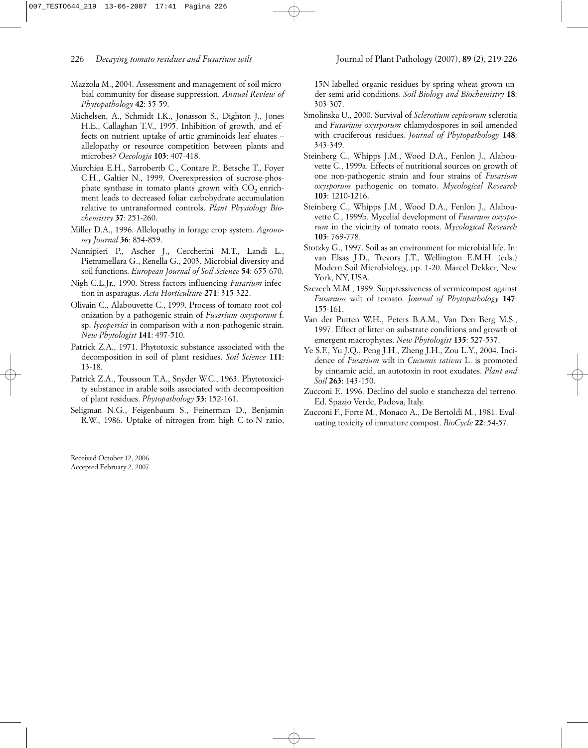Mazzola M., 2004. Assessment and management of soil microbial community for disease suppression. *Annual Review of Phytopathology* **42**: 35-59.

Michelsen, A., Schmidt I.K., Jonasson S., Dighton J., Jones H.E., Callaghan T.V., 1995. Inhibition of growth, and effects on nutrient uptake of artic graminoids leaf eluates – allelopathy or resource competition between plants and microbes? *Oecologia* **103**: 407-418.

Murchiea E.H., Sarrobertb C., Contare P., Betsche T., Foyer C.H., Galtier N., 1999. Overexpression of sucrose-phosphate synthase in tomato plants grown with $CO_2$ enrichment leads to decreased foliar carbohydrate accumulation relative to untransformed controls. *Plant Physiology Biochemistry* **37**: 251-260.

Miller D.A., 1996. Allelopathy in forage crop system. *Agronomy Journal* **36**: 854-859.

Nannipieri P., Ascher J., Ceccherini M.T., Landi L., Pietramellara G., Renella G., 2003. Microbial diversity and soil functions. *European Journal of Soil Science* **54**: 655-670.

Nigh C.L.Jr., 1990. Stress factors influencing *Fusarium* infection in asparagus. *Acta Horticulture* **271**: 315-322.

Olivain C., Alabouvette C., 1999. Process of tomato root colonization by a pathogenic strain of *Fusarium oxysporum* f. sp. *lycopersici* in comparison with a non-pathogenic strain. *New Phytologist* **141**: 497-510.

Patrick Z.A., 1971. Phytotoxic substance associated with the decomposition in soil of plant residues. *Soil Science* **111**: 13-18.

Patrick Z.A., Toussoun T.A., Snyder W.C., 1963. Phytotoxicity substance in arable soils associated with decomposition of plant residues. *Phytopathology* **53**: 152-161.

Seligman N.G., Feigenbaum S., Feinerman D., Benjamin R.W., 1986. Uptake of nitrogen from high C-to-N ratio, 15N-labelled organic residues by spring wheat grown under semi-arid conditions. *Soil Biology and Biochemistry* **18**: 303-307.

Smolinska U., 2000. Survival of *Sclerotium cepivorum* sclerotia and *Fusarium oxysporum* chlamydospores in soil amended with cruciferous residues. *Journal of Phytopathology* **148**: 343-349.

Steinberg C., Whipps J.M., Wood D.A., Fenlon J., Alabouvette C., 1999a. Effects of nutritional sources on growth of one non-pathogenic strain and four strains of *Fusarium oxysporum* pathogenic on tomato. *Mycological Research* **103**: 1210-1216.

Steinberg C., Whipps J.M., Wood D.A., Fenlon J., Alabouvette C., 1999b. Mycelial development of *Fusarium oxysporum* in the vicinity of tomato roots. *Mycological Research* **103**: 769-778.

Stotzky G., 1997. Soil as an environment for microbial life. In: van Elsas J.D., Trevors J.T., Wellington E.M.H. (eds.) Modern Soil Microbiology, pp. 1-20. Marcel Dekker, New York, NY, USA.

Szczech M.M., 1999. Suppressiveness of vermicompost against *Fusarium* wilt of tomato. *Journal of Phytopathology* **147**: 155-161.

Van der Putten W.H., Peters B.A.M., Van Den Berg M.S., 1997. Effect of litter on substrate conditions and growth of emergent macrophytes. *New Phytologist* **135**: 527-537.

Ye S.F., Yu J.Q., Peng J.H., Zheng J.H., Zou L.Y., 2004. Incidence of *Fusarium* wilt in *Cucumis sativus* L. is promoted by cinnamic acid, an autotoxin in root exudates. *Plant and Soil* **263**: 143-150.

Zucconi F., 1996. Declino del suolo e stanchezza del terreno. Ed. Spazio Verde, Padova, Italy.

Zucconi F., Forte M., Monaco A., De Bertoldi M., 1981. Evaluating toxicity of immature compost. *BioCycle* **22**: 54-57.

Received October 12, 2006
Accepted February 2, 2007